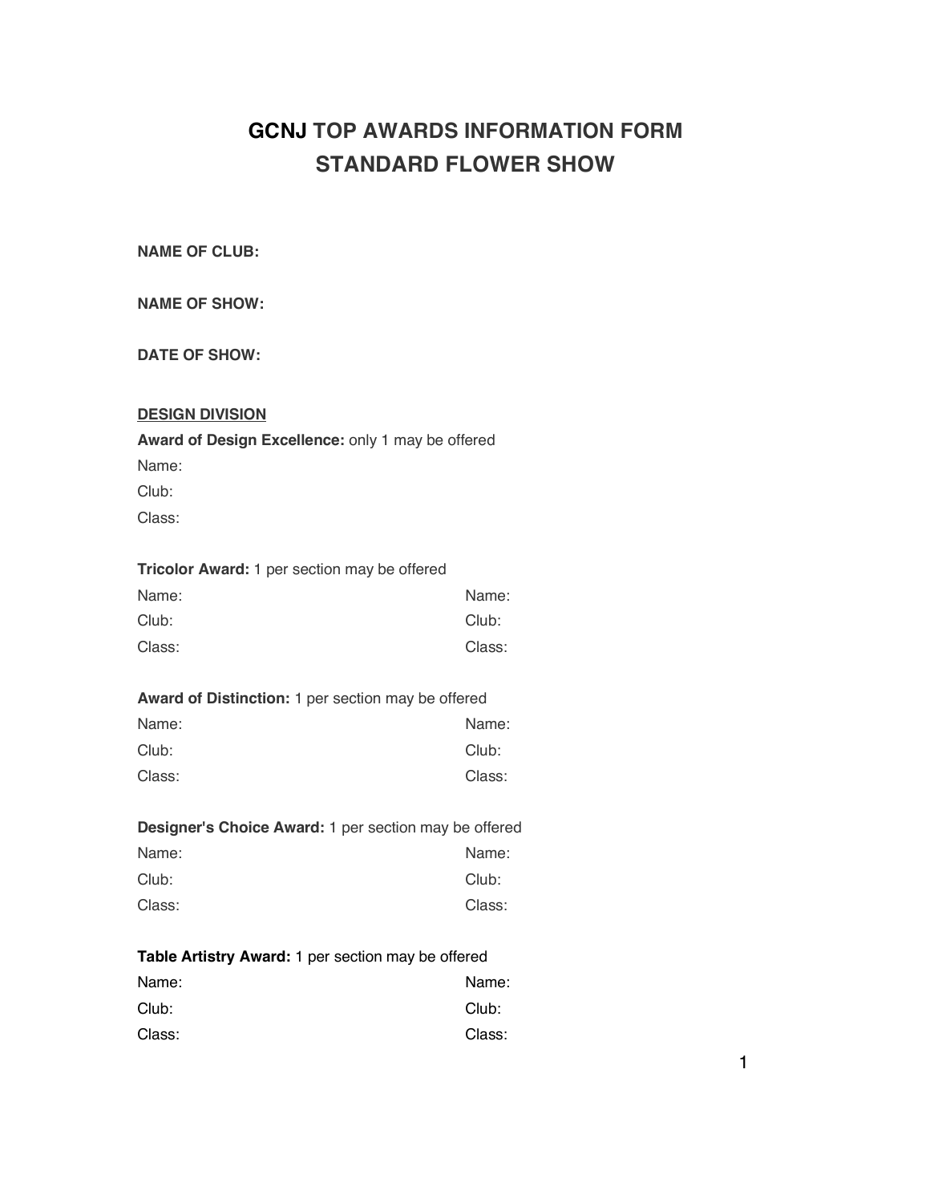# GCNJ TOP AWARDS INFORMATION FORM
# STANDARD FLOWER SHOW

**NAME OF CLUB:**

**NAME OF SHOW:**

**DATE OF SHOW:**

## DESIGN DIVISION

**Award of Design Excellence:** only 1 may be offered

Name:

Club:

Class:

**Tricolor Award:** 1 per section may be offered

| | |
|---|---|
| Name: | Name: |
| Club: | Club: |
| Class: | Class: |

**Award of Distinction:** 1 per section may be offered

| | |
|---|---|
| Name: | Name: |
| Club: | Club: |
| Class: | Class: |

**Designer's Choice Award:** 1 per section may be offered

| | |
|---|---|
| Name: | Name: |
| Club: | Club: |
| Class: | Class: |

**Table Artistry Award:** 1 per section may be offered

| | |
|---|---|
| Name: | Name: |
| Club: | Club: |
| Class: | Class: |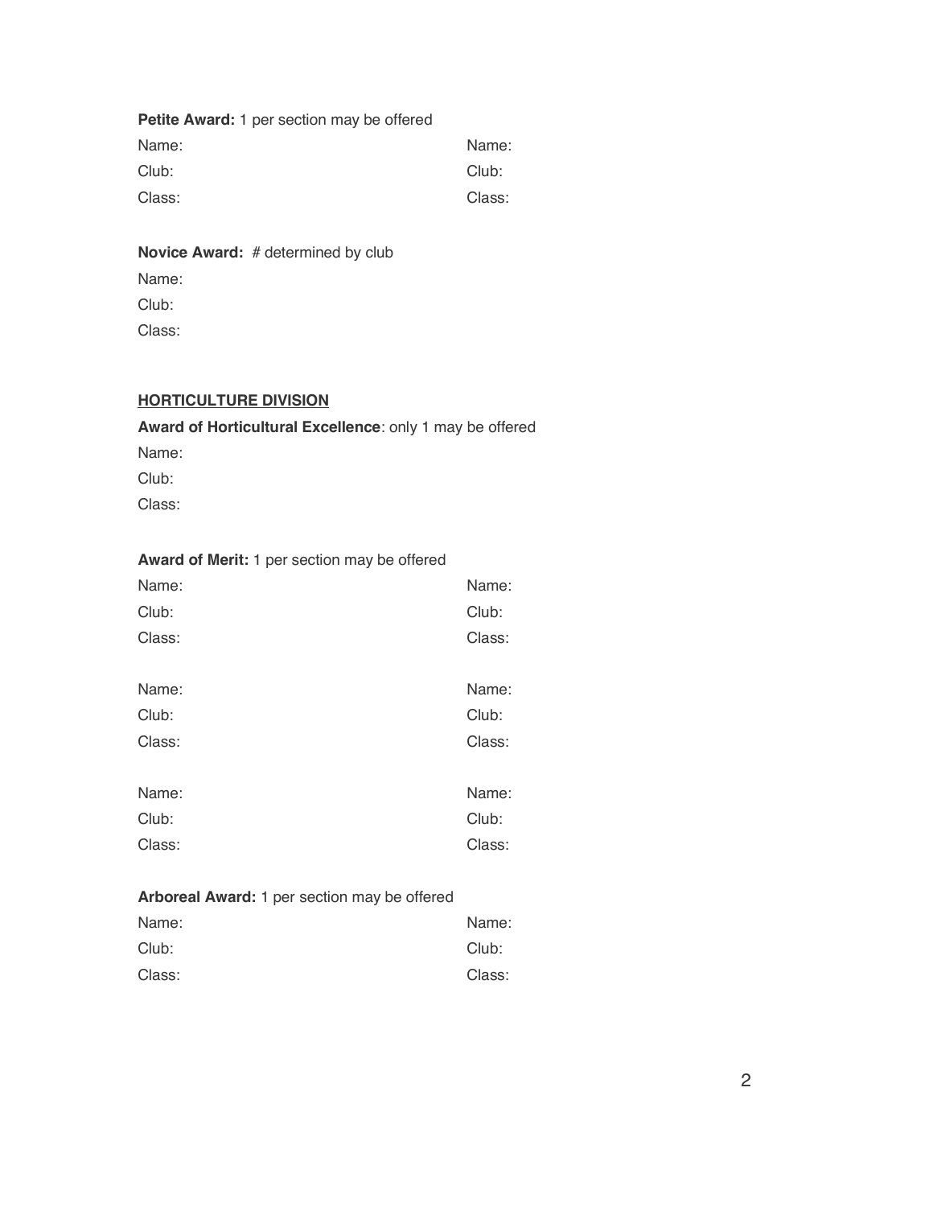**Petite Award:** 1 per section may be offered

Name:
Club:
Class:

Name:
Club:
Class:

**Novice Award:** # determined by club

Name:
Club:
Class:

## HORTICULTURE DIVISION

**Award of Horticultural Excellence**: only 1 may be offered

Name:
Club:
Class:

**Award of Merit:** 1 per section may be offered

Name:
Club:
Class:

Name:
Club:
Class:

Name:
Club:
Class:

Name:
Club:
Class:

Name:
Club:
Class:

Name:
Club:
Class:

**Arboreal Award:** 1 per section may be offered

Name:
Club:
Class:

Name:
Club:
Class: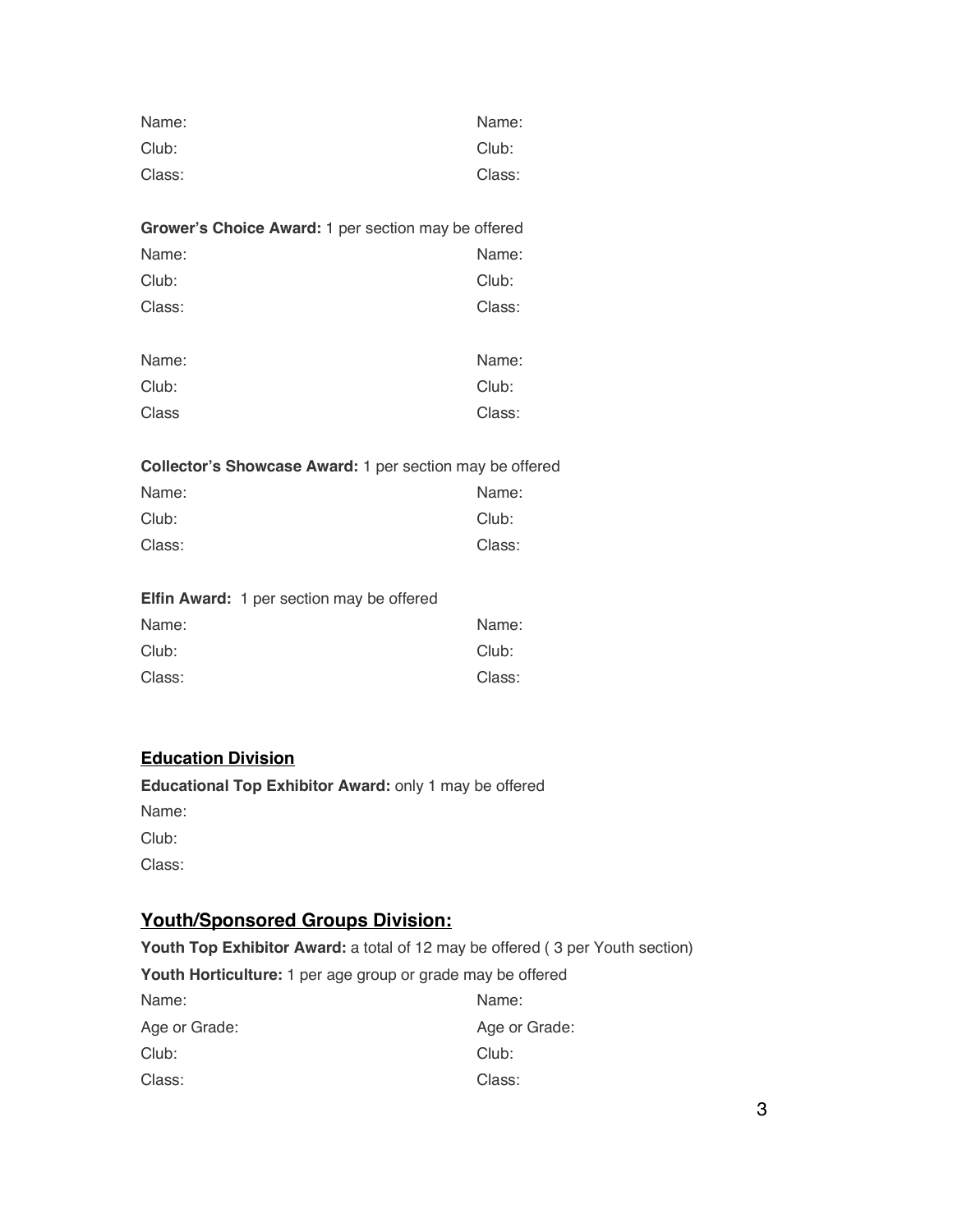Name: Name:
Club: Club:
Class: Class:

**Grower's Choice Award:** 1 per section may be offered

Name: Name:
Club: Club:
Class: Class:

Name: Name:
Club: Club:
Class Class:

**Collector's Showcase Award:** 1 per section may be offered

Name: Name:
Club: Club:
Class: Class:

**Elfin Award:** 1 per section may be offered

Name: Name:
Club: Club:
Class: Class:

## **Education Division**

**Educational Top Exhibitor Award:** only 1 may be offered

Name:
Club:
Class:

## **Youth/Sponsored Groups Division:**

**Youth Top Exhibitor Award:** a total of 12 may be offered ( 3 per Youth section)

**Youth Horticulture:** 1 per age group or grade may be offered

Name: Name:
Age or Grade: Age or Grade:
Club: Club:
Class: Class: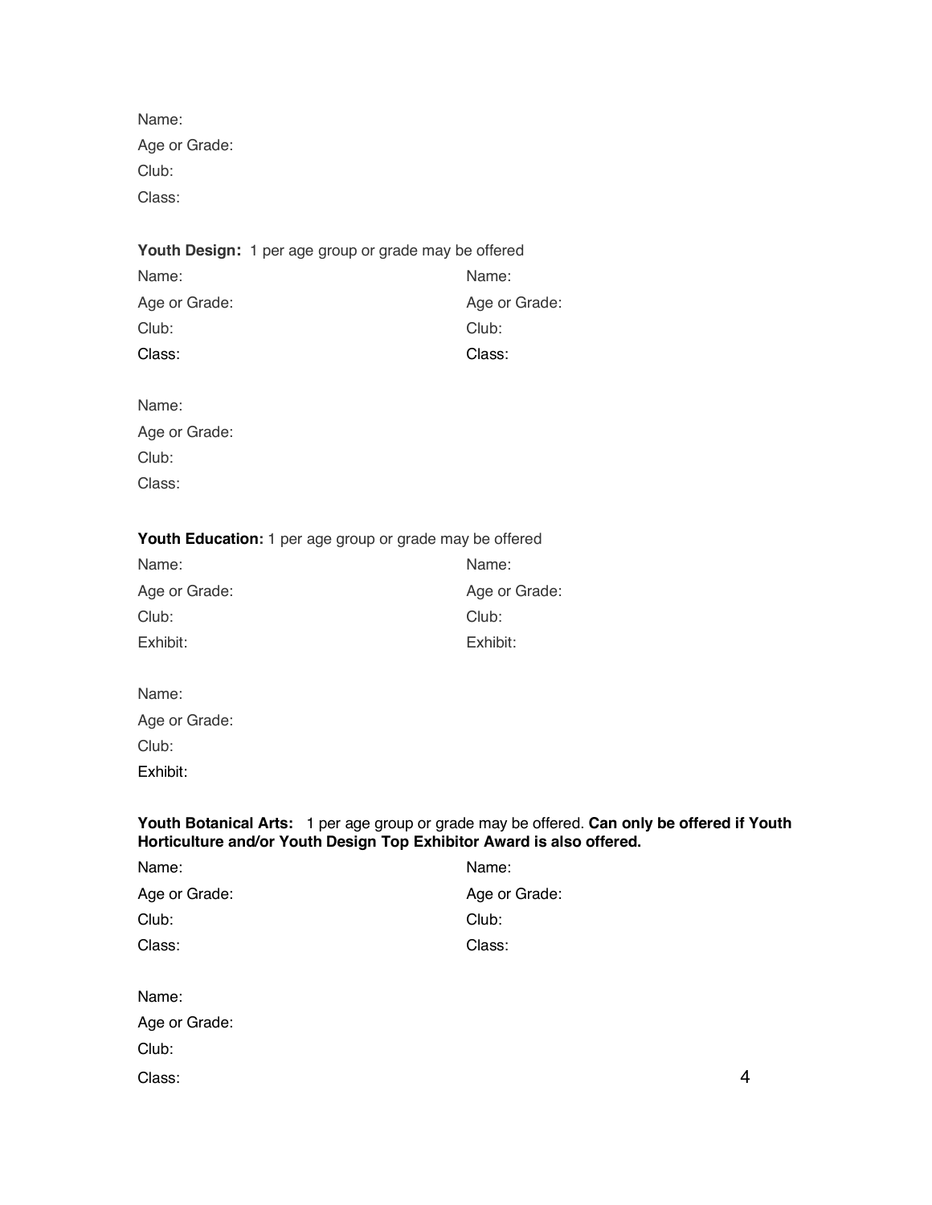Name:
Age or Grade:
Club:
Class:

**Youth Design:** 1 per age group or grade may be offered

Name:
Age or Grade:
Club:
Class:

Name:
Age or Grade:
Club:
Class:

Name:
Age or Grade:
Club:
Class:

**Youth Education:** 1 per age group or grade may be offered

Name:
Age or Grade:
Club:
Exhibit:

Name:
Age or Grade:
Club:
Exhibit:

Name:
Age or Grade:
Club:
Exhibit:

**Youth Botanical Arts:** 1 per age group or grade may be offered. **Can only be offered if Youth Horticulture and/or Youth Design Top Exhibitor Award is also offered.**

Name:
Age or Grade:
Club:
Class:

Name:
Age or Grade:
Club:
Class:

Name:
Age or Grade:
Club:
Class: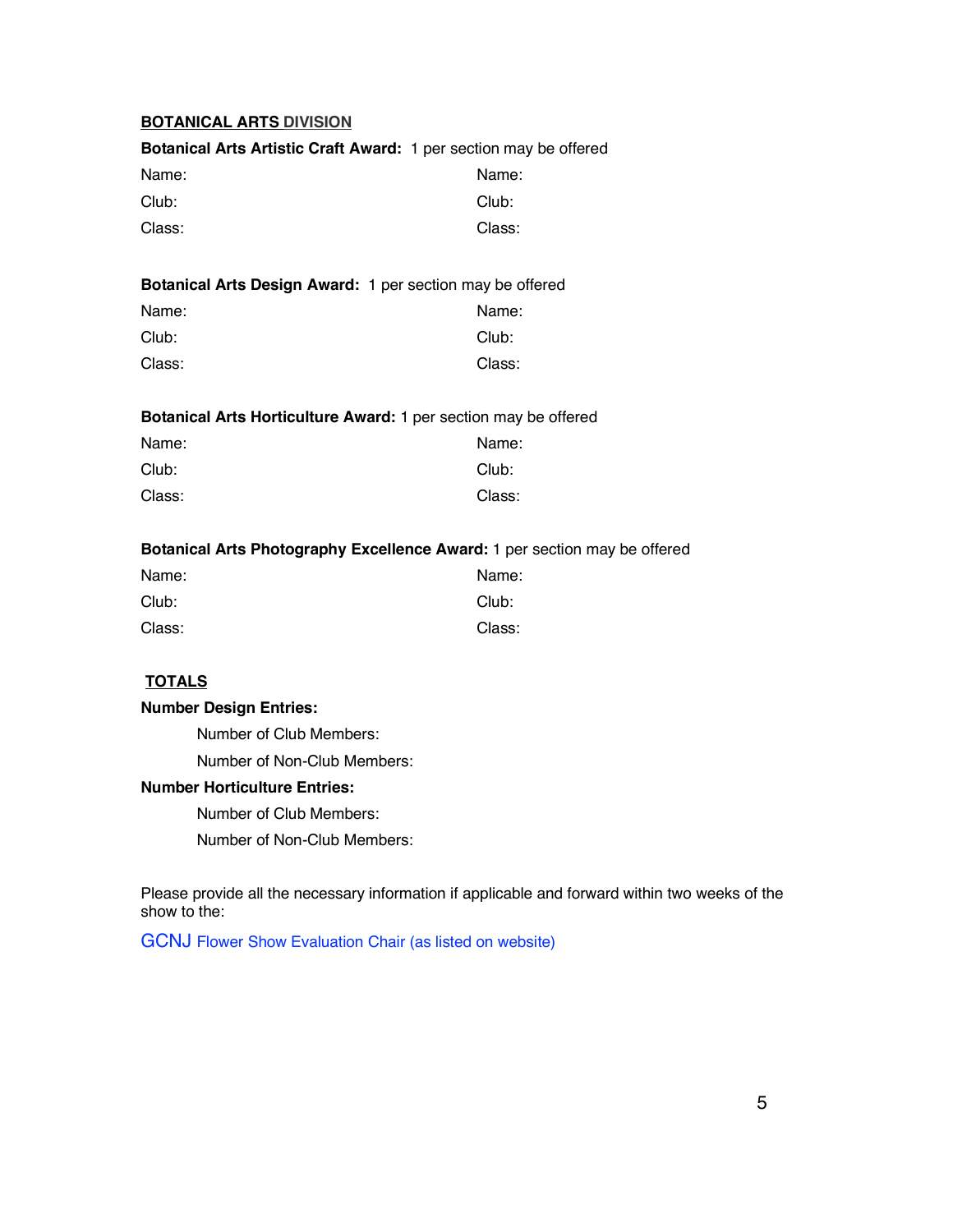## BOTANICAL ARTS DIVISION

**Botanical Arts Artistic Craft Award:** 1 per section may be offered

| | |
|---|---|
| Name: | Name: |
| Club: | Club: |
| Class: | Class: |

**Botanical Arts Design Award:** 1 per section may be offered

| | |
|---|---|
| Name: | Name: |
| Club: | Club: |
| Class: | Class: |

**Botanical Arts Horticulture Award:** 1 per section may be offered

| | |
|---|---|
| Name: | Name: |
| Club: | Club: |
| Class: | Class: |

**Botanical Arts Photography Excellence Award:** 1 per section may be offered

| | |
|---|---|
| Name: | Name: |
| Club: | Club: |
| Class: | Class: |

## TOTALS

**Number Design Entries:**

Number of Club Members:

Number of Non-Club Members:

**Number Horticulture Entries:**

Number of Club Members:

Number of Non-Club Members:

Please provide all the necessary information if applicable and forward within two weeks of the show to the:

GCNJ Flower Show Evaluation Chair (as listed on website)